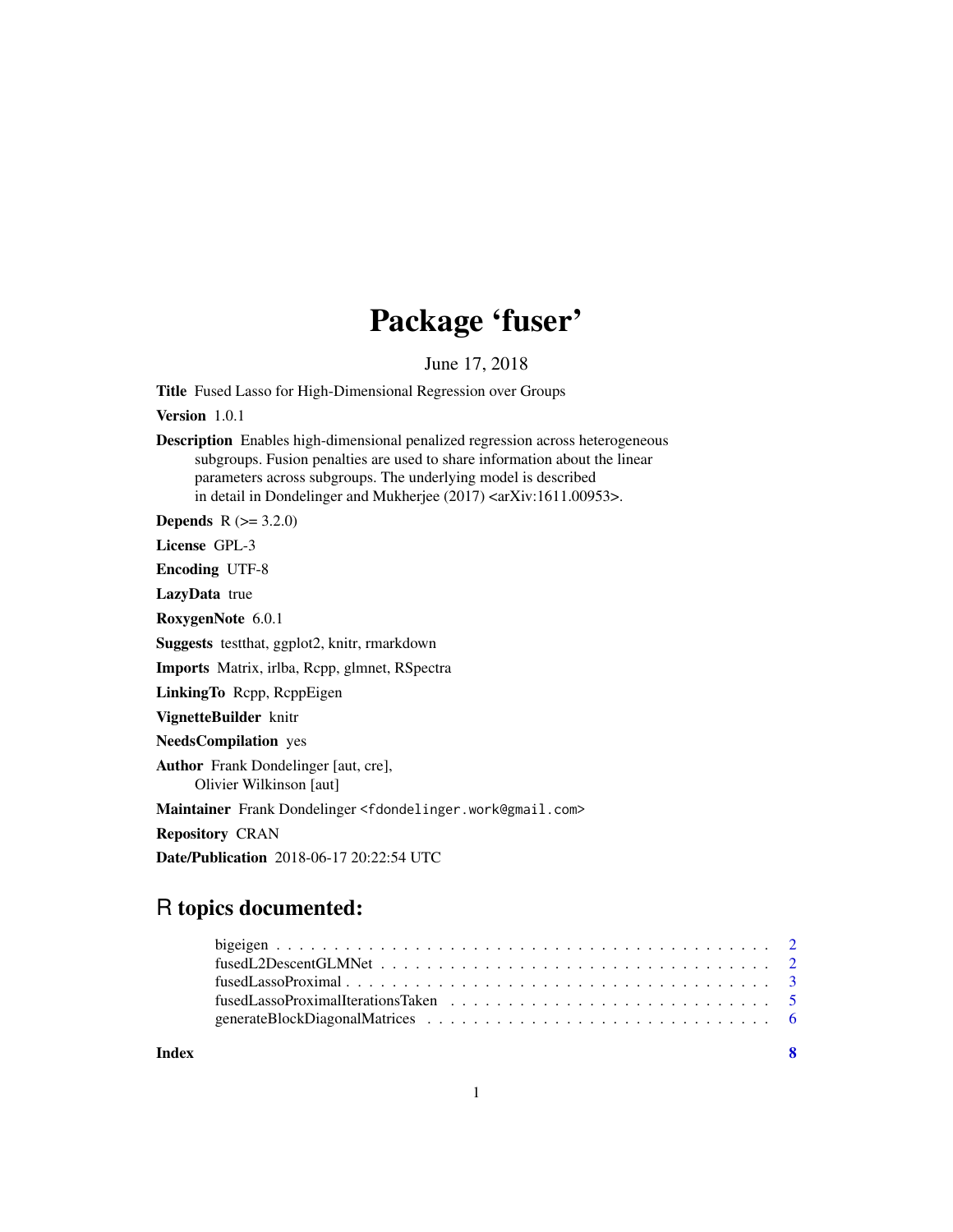# Package 'fuser'

June 17, 2018

**Title** Fused Lasso for High-Dimensional Regression over Groups

**Version** 1.0.1

**Description** Enables high-dimensional penalized regression across heterogeneous subgroups. Fusion penalties are used to share information about the linear parameters across subgroups. The underlying model is described in detail in Dondelinger and Mukherjee (2017) <arXiv:1611.00953>.

**Depends** R (>= 3.2.0)

**License** GPL-3

**Encoding** UTF-8

**LazyData** true

**RoxygenNote** 6.0.1

**Suggests** testthat, ggplot2, knitr, rmarkdown

**Imports** Matrix, irlba, Rcpp, glmnet, RSpectra

**LinkingTo** Rcpp, RcppEigen

**VignetteBuilder** knitr

**NeedsCompilation** yes

**Author** Frank Dondelinger [aut, cre],
Olivier Wilkinson [aut]

**Maintainer** Frank Dondelinger <fdondelinger.work@gmail.com>

**Repository** CRAN

**Date/Publication** 2018-06-17 20:22:54 UTC

## R topics documented:

- bigeigen . . . . . . . . . . . . . . . . . . . . . . . . . . . . . . . . . . . . . . . . . . . 2
- fusedL2DescentGLMNet . . . . . . . . . . . . . . . . . . . . . . . . . . . . . . . . . . 2
- fusedLassoProximal . . . . . . . . . . . . . . . . . . . . . . . . . . . . . . . . . . . . 3
- fusedLassoProximalIterationsTaken . . . . . . . . . . . . . . . . . . . . . . . . . . . 5
- generateBlockDiagonalMatrices . . . . . . . . . . . . . . . . . . . . . . . . . . . . . 6

**Index** 8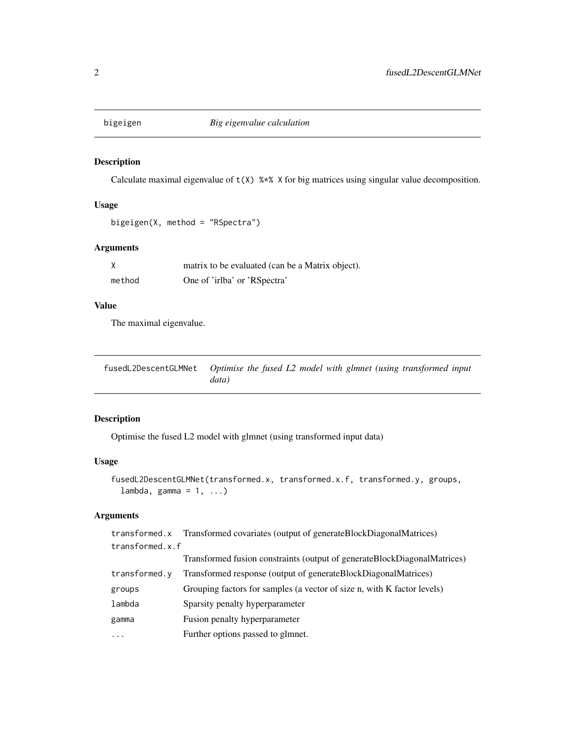## bigeigen *Big eigenvalue calculation*

### Description

Calculate maximal eigenvalue of `t(X) %*% X` for big matrices using singular value decomposition.

### Usage

```
bigeigen(X, method = "RSpectra")
```

### Arguments

| | |
|---|---|
| X | matrix to be evaluated (can be a Matrix object). |
| method | One of 'irlba' or 'RSpectra' |

### Value

The maximal eigenvalue.

## fusedL2DescentGLMNet *Optimise the fused L2 model with glmnet (using transformed input data)*

### Description

Optimise the fused L2 model with glmnet (using transformed input data)

### Usage

```
fusedL2DescentGLMNet(transformed.x, transformed.x.f, transformed.y, groups,
  lambda, gamma = 1, ...)
```

### Arguments

| | |
|---|---|
| transformed.x | Transformed covariates (output of generateBlockDiagonalMatrices) |
| transformed.x.f | Transformed fusion constraints (output of generateBlockDiagonalMatrices) |
| transformed.y | Transformed response (output of generateBlockDiagonalMatrices) |
| groups | Grouping factors for samples (a vector of size n, with K factor levels) |
| lambda | Sparsity penalty hyperparameter |
| gamma | Fusion penalty hyperparameter |
| ... | Further options passed to glmnet. |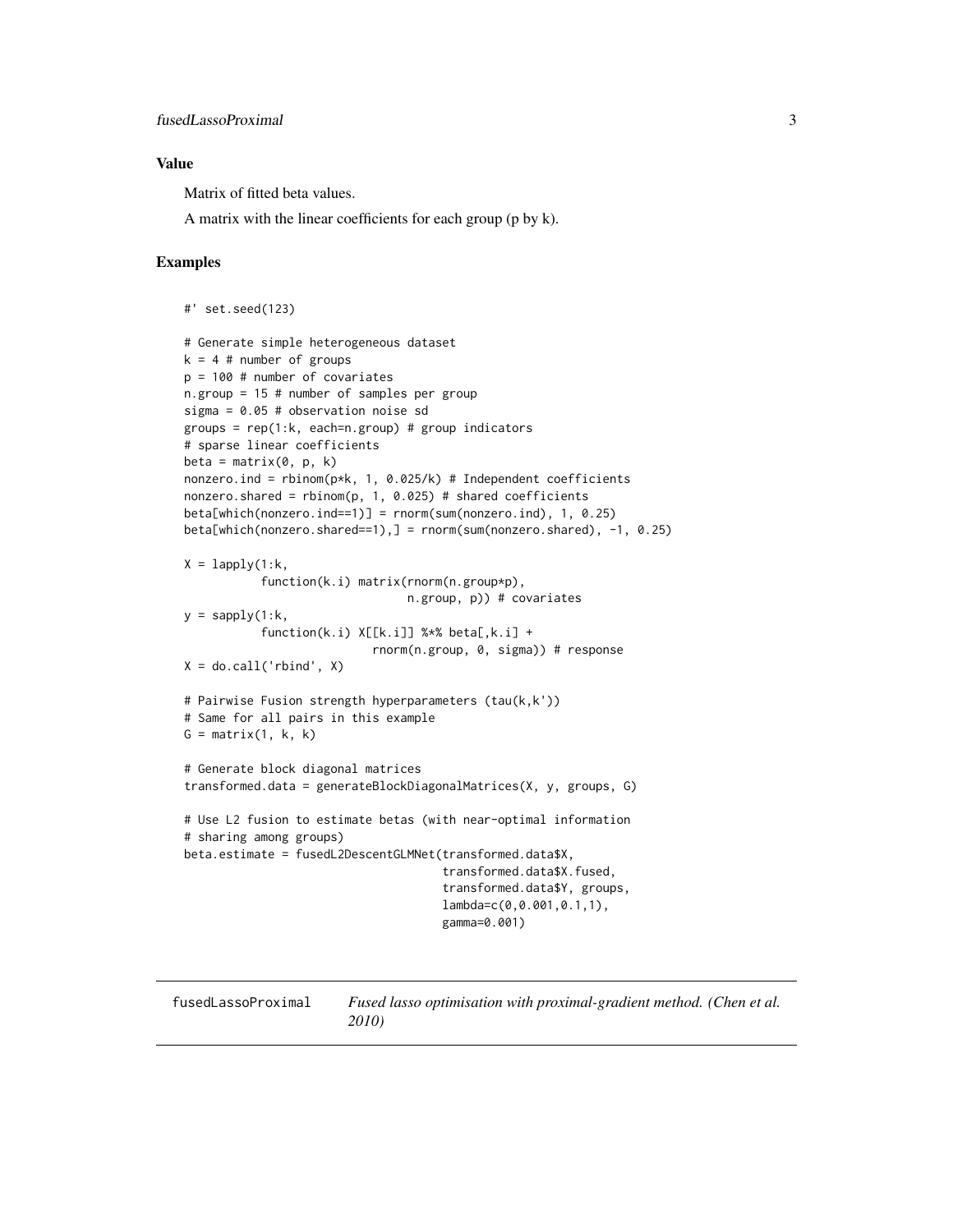### Value

Matrix of fitted beta values.

A matrix with the linear coefficients for each group (p by k).

### Examples

```
#' set.seed(123)

# Generate simple heterogeneous dataset
k = 4 # number of groups
p = 100 # number of covariates
n.group = 15 # number of samples per group
sigma = 0.05 # observation noise sd
groups = rep(1:k, each=n.group) # group indicators
# sparse linear coefficients
beta = matrix(0, p, k)
nonzero.ind = rbinom(p*k, 1, 0.025/k) # Independent coefficients
nonzero.shared = rbinom(p, 1, 0.025) # shared coefficients
beta[which(nonzero.ind==1)] = rnorm(sum(nonzero.ind), 1, 0.25)
beta[which(nonzero.shared==1),] = rnorm(sum(nonzero.shared), -1, 0.25)

X = lapply(1:k,
           function(k.i) matrix(rnorm(n.group*p),
                                n.group, p)) # covariates
y = sapply(1:k,
           function(k.i) X[[k.i]] %*% beta[,k.i] +
                           rnorm(n.group, 0, sigma)) # response
X = do.call('rbind', X)

# Pairwise Fusion strength hyperparameters (tau(k,k'))
# Same for all pairs in this example
G = matrix(1, k, k)

# Generate block diagonal matrices
transformed.data = generateBlockDiagonalMatrices(X, y, groups, G)

# Use L2 fusion to estimate betas (with near-optimal information
# sharing among groups)
beta.estimate = fusedL2DescentGLMNet(transformed.data$X,
                                     transformed.data$X.fused,
                                     transformed.data$Y, groups,
                                     lambda=c(0,0.001,0.1,1),
                                     gamma=0.001)
```

---

fusedLassoProximal &emsp; *Fused lasso optimisation with proximal-gradient method. (Chen et al. 2010)*

---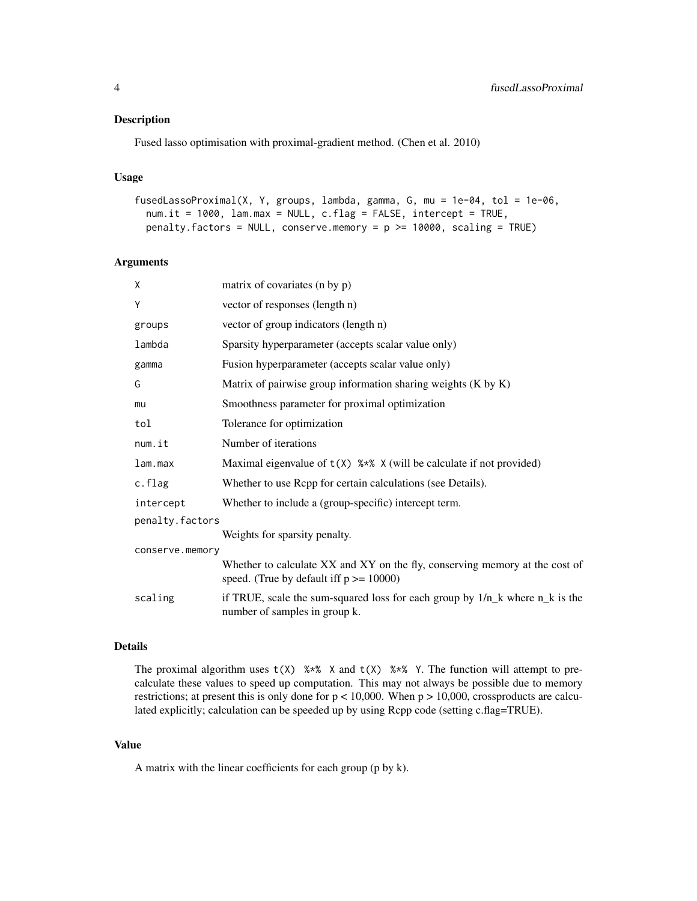## Description

Fused lasso optimisation with proximal-gradient method. (Chen et al. 2010)

## Usage

```
fusedLassoProximal(X, Y, groups, lambda, gamma, G, mu = 1e-04, tol = 1e-06,
  num.it = 1000, lam.max = NULL, c.flag = FALSE, intercept = TRUE,
  penalty.factors = NULL, conserve.memory = p >= 10000, scaling = TRUE)
```

## Arguments

| | |
|---|---|
| `X` | matrix of covariates (n by p) |
| `Y` | vector of responses (length n) |
| `groups` | vector of group indicators (length n) |
| `lambda` | Sparsity hyperparameter (accepts scalar value only) |
| `gamma` | Fusion hyperparameter (accepts scalar value only) |
| `G` | Matrix of pairwise group information sharing weights (K by K) |
| `mu` | Smoothness parameter for proximal optimization |
| `tol` | Tolerance for optimization |
| `num.it` | Number of iterations |
| `lam.max` | Maximal eigenvalue of `t(X) %*% X` (will be calculate if not provided) |
| `c.flag` | Whether to use Rcpp for certain calculations (see Details). |
| `intercept` | Whether to include a (group-specific) intercept term. |
| `penalty.factors` | Weights for sparsity penalty. |
| `conserve.memory` | Whether to calculate XX and XY on the fly, conserving memory at the cost of speed. (True by default iff $p >= 10000$) |
| `scaling` | if TRUE, scale the sum-squared loss for each group by $1/n_k$ where $n_k$ is the number of samples in group k. |

## Details

The proximal algorithm uses `t(X) %*% X` and `t(X) %*% Y`. The function will attempt to pre-calculate these values to speed up computation. This may not always be possible due to memory restrictions; at present this is only done for $p < 10,000$. When $p > 10,000$, crossproducts are calculated explicitly; calculation can be speeded up by using Rcpp code (setting c.flag=TRUE).

## Value

A matrix with the linear coefficients for each group (p by k).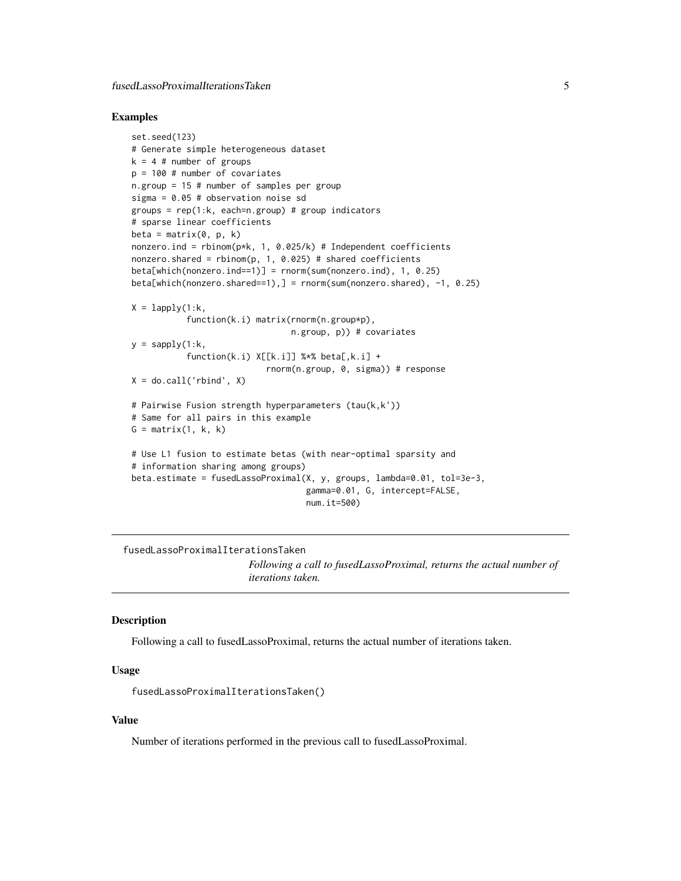## Examples

```
set.seed(123)
# Generate simple heterogeneous dataset
k = 4 # number of groups
p = 100 # number of covariates
n.group = 15 # number of samples per group
sigma = 0.05 # observation noise sd
groups = rep(1:k, each=n.group) # group indicators
# sparse linear coefficients
beta = matrix(0, p, k)
nonzero.ind = rbinom(p*k, 1, 0.025/k) # Independent coefficients
nonzero.shared = rbinom(p, 1, 0.025) # shared coefficients
beta[which(nonzero.ind==1)] = rnorm(sum(nonzero.ind), 1, 0.25)
beta[which(nonzero.shared==1),] = rnorm(sum(nonzero.shared), -1, 0.25)

X = lapply(1:k,
           function(k.i) matrix(rnorm(n.group*p),
                                n.group, p)) # covariates
y = sapply(1:k,
           function(k.i) X[[k.i]] %*% beta[,k.i] +
                           rnorm(n.group, 0, sigma)) # response
X = do.call('rbind', X)

# Pairwise Fusion strength hyperparameters (tau(k,k'))
# Same for all pairs in this example
G = matrix(1, k, k)

# Use L1 fusion to estimate betas (with near-optimal sparsity and
# information sharing among groups)
beta.estimate = fusedLassoProximal(X, y, groups, lambda=0.01, tol=3e-3,
                                   gamma=0.01, G, intercept=FALSE,
                                   num.it=500)
```

---

`fusedLassoProximalIterationsTaken`
*Following a call to fusedLassoProximal, returns the actual number of iterations taken.*

---

## Description

Following a call to fusedLassoProximal, returns the actual number of iterations taken.

## Usage

```
fusedLassoProximalIterationsTaken()
```

## Value

Number of iterations performed in the previous call to fusedLassoProximal.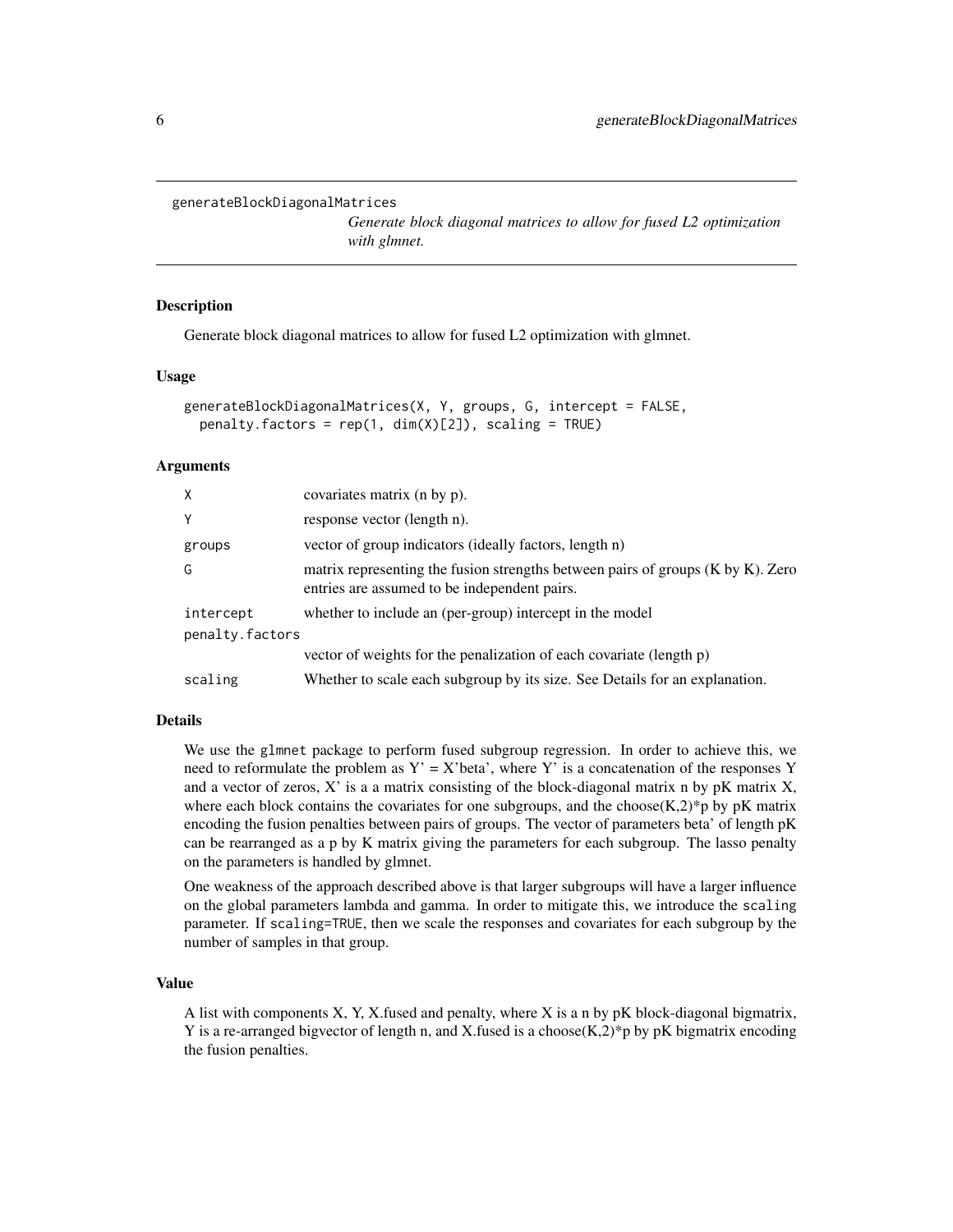`generateBlockDiagonalMatrices`

*Generate block diagonal matrices to allow for fused L2 optimization with glmnet.*

## Description

Generate block diagonal matrices to allow for fused L2 optimization with glmnet.

## Usage

```
generateBlockDiagonalMatrices(X, Y, groups, G, intercept = FALSE,
  penalty.factors = rep(1, dim(X)[2]), scaling = TRUE)
```

## Arguments

| | |
|---|---|
| `X` | covariates matrix (n by p). |
| `Y` | response vector (length n). |
| `groups` | vector of group indicators (ideally factors, length n) |
| `G` | matrix representing the fusion strengths between pairs of groups (K by K). Zero entries are assumed to be independent pairs. |
| `intercept` | whether to include an (per-group) intercept in the model |
| `penalty.factors` | vector of weights for the penalization of each covariate (length p) |
| `scaling` | Whether to scale each subgroup by its size. See Details for an explanation. |

## Details

We use the `glmnet` package to perform fused subgroup regression. In order to achieve this, we need to reformulate the problem as Y' = X'beta', where Y' is a concatenation of the responses Y and a vector of zeros, X' is a a matrix consisting of the block-diagonal matrix n by pK matrix X, where each block contains the covariates for one subgroups, and the choose(K,2)*p by pK matrix encoding the fusion penalties between pairs of groups. The vector of parameters beta' of length pK can be rearranged as a p by K matrix giving the parameters for each subgroup. The lasso penalty on the parameters is handled by glmnet.

One weakness of the approach described above is that larger subgroups will have a larger influence on the global parameters lambda and gamma. In order to mitigate this, we introduce the `scaling` parameter. If `scaling=TRUE`, then we scale the responses and covariates for each subgroup by the number of samples in that group.

## Value

A list with components X, Y, X.fused and penalty, where X is a n by pK block-diagonal bigmatrix, Y is a re-arranged bigvector of length n, and X.fused is a choose(K,2)*p by pK bigmatrix encoding the fusion penalties.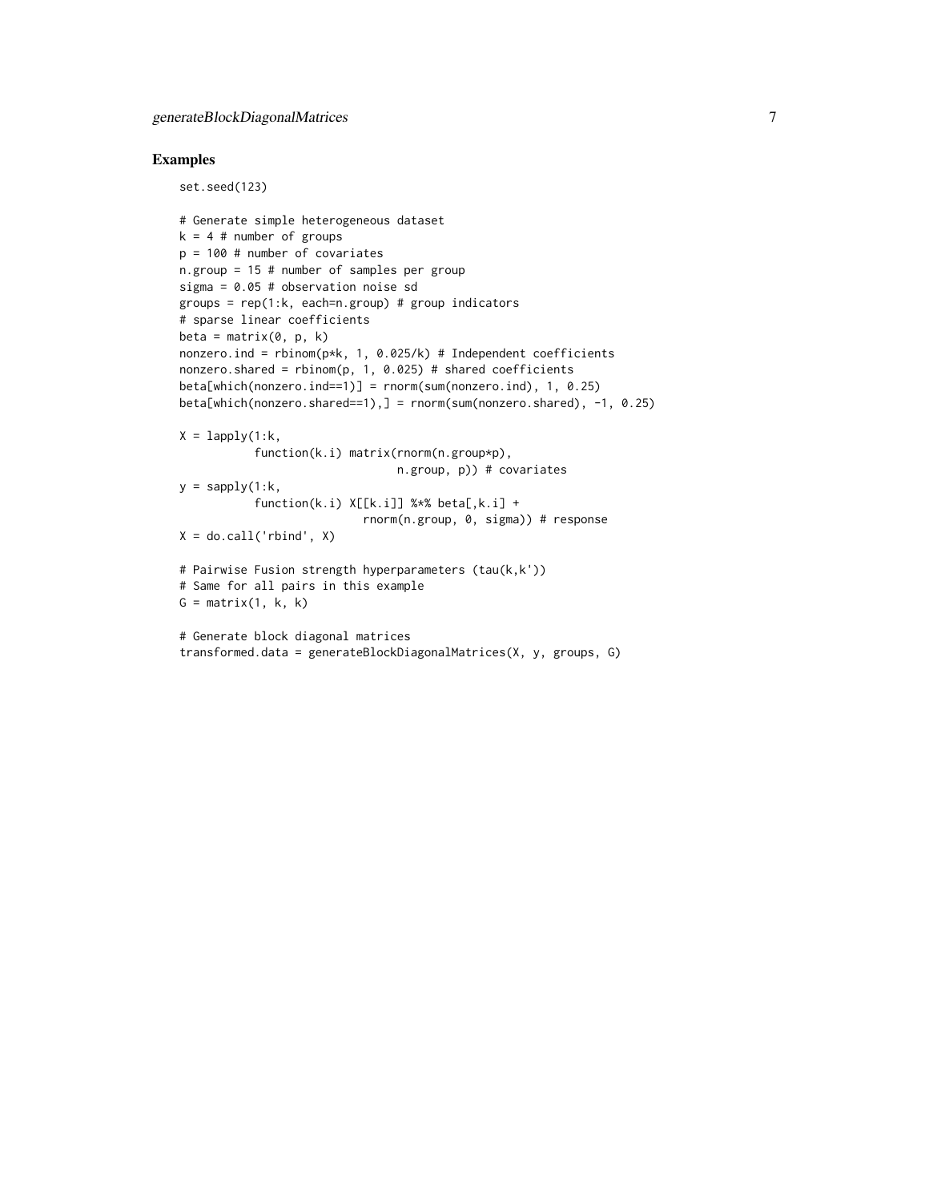## Examples

```
set.seed(123)

# Generate simple heterogeneous dataset
k = 4 # number of groups
p = 100 # number of covariates
n.group = 15 # number of samples per group
sigma = 0.05 # observation noise sd
groups = rep(1:k, each=n.group) # group indicators
# sparse linear coefficients
beta = matrix(0, p, k)
nonzero.ind = rbinom(p*k, 1, 0.025/k) # Independent coefficients
nonzero.shared = rbinom(p, 1, 0.025) # shared coefficients
beta[which(nonzero.ind==1)] = rnorm(sum(nonzero.ind), 1, 0.25)
beta[which(nonzero.shared==1),] = rnorm(sum(nonzero.shared), -1, 0.25)

X = lapply(1:k,
           function(k.i) matrix(rnorm(n.group*p),
                                n.group, p)) # covariates
y = sapply(1:k,
           function(k.i) X[[k.i]] %*% beta[,k.i] +
                           rnorm(n.group, 0, sigma)) # response
X = do.call('rbind', X)

# Pairwise Fusion strength hyperparameters (tau(k,k'))
# Same for all pairs in this example
G = matrix(1, k, k)

# Generate block diagonal matrices
transformed.data = generateBlockDiagonalMatrices(X, y, groups, G)
```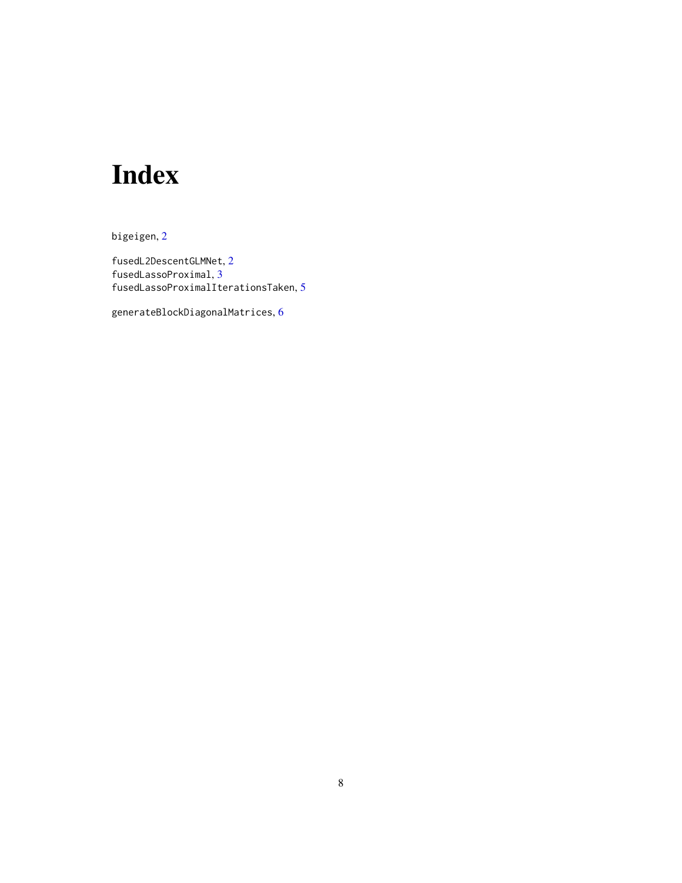# Index

bigeigen, 2

fusedL2DescentGLMNet, 2
fusedLassoProximal, 3
fusedLassoProximalIterationsTaken, 5

generateBlockDiagonalMatrices, 6